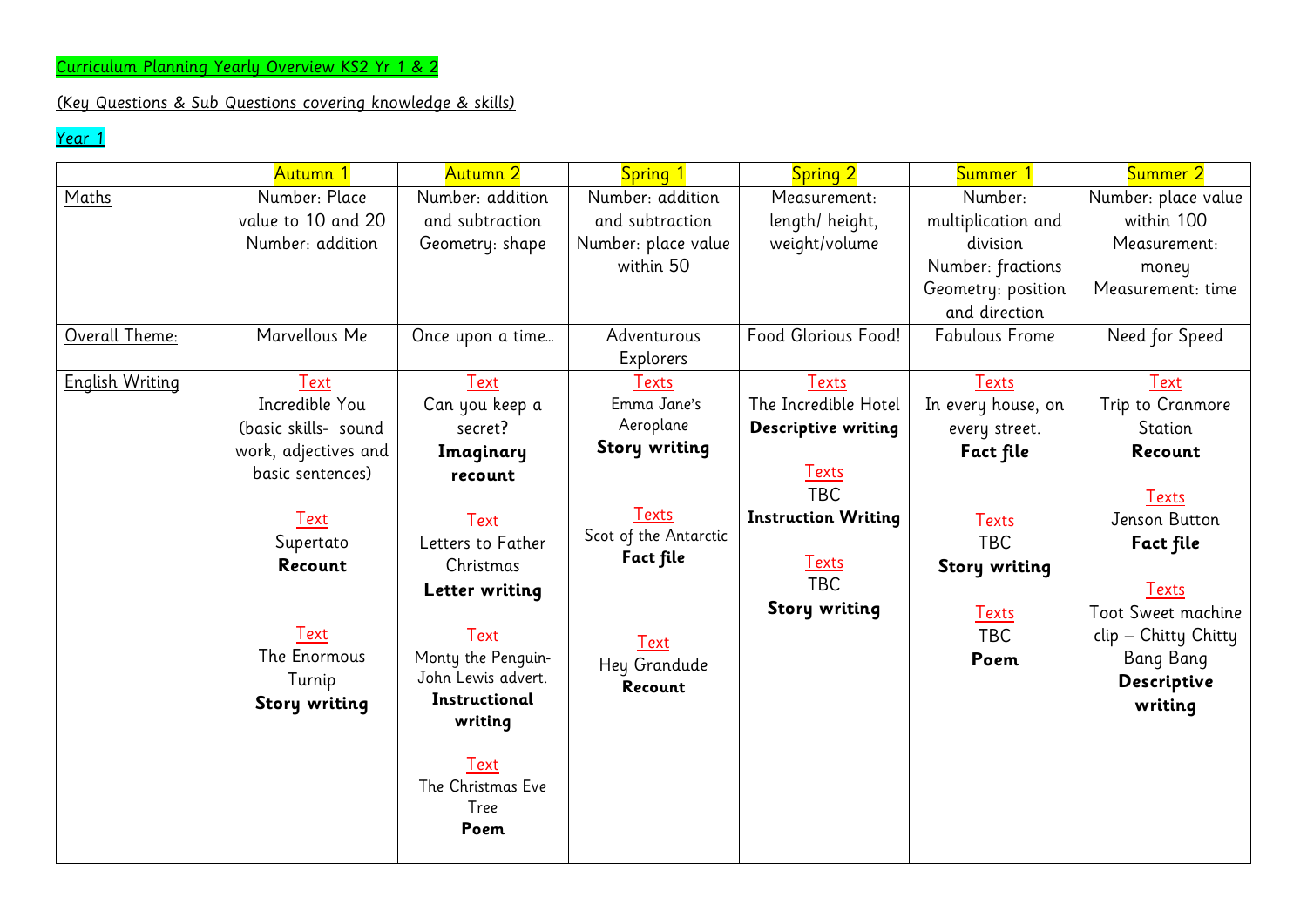Curriculum Planning Yearly Overview KS2 Yr 1 & 2

(Key Questions & Sub Questions covering knowledge & skills)

Year 1

| | Autumn 1 | Autumn 2 | Spring 1 | Spring 2 | Summer 1 | Summer 2 |
|---|---|---|---|---|---|---|
| Maths | Number: Place value to 10 and 20<br>Number: addition | Number: addition and subtraction<br>Geometry: shape | Number: addition and subtraction<br>Number: place value within 50 | Measurement: length/ height, weight/volume | Number: multiplication and division<br>Number: fractions<br>Geometry: position and direction | Number: place value within 100<br>Measurement: money<br>Measurement: time |
| Overall Theme: | Marvellous Me | Once upon a time… | Adventurous Explorers | Food Glorious Food! | Fabulous Frome | Need for Speed |
| English Writing | Text<br>Incredible You (basic skills- sound work, adjectives and basic sentences)<br><br>Text<br>Supertato<br>**Recount**<br><br>Text<br>The Enormous Turnip<br>**Story writing** | Text<br>Can you keep a secret?<br>**Imaginary recount**<br><br>Text<br>Letters to Father Christmas<br>**Letter writing**<br><br>Text<br>Monty the Penguin- John Lewis advert.<br>**Instructional writing**<br><br>Text<br>The Christmas Eve Tree<br>**Poem** | Texts<br>Emma Jane's Aeroplane<br>**Story writing**<br><br>Texts<br>Scot of the Antarctic<br>**Fact file**<br><br>Text<br>Hey Grandude<br>**Recount** | Texts<br>The Incredible Hotel<br>**Descriptive writing**<br><br>Texts<br>TBC<br>**Instruction Writing**<br><br>Texts<br>TBC<br>**Story writing** | Texts<br>In every house, on every street.<br>**Fact file**<br><br>Texts<br>TBC<br>**Story writing**<br><br>Texts<br>TBC<br>**Poem** | Text<br>Trip to Cranmore Station<br>**Recount**<br><br>Texts<br>Jenson Button<br>**Fact file**<br><br>Texts<br>Toot Sweet machine clip – Chitty Chitty Bang Bang<br>**Descriptive writing** |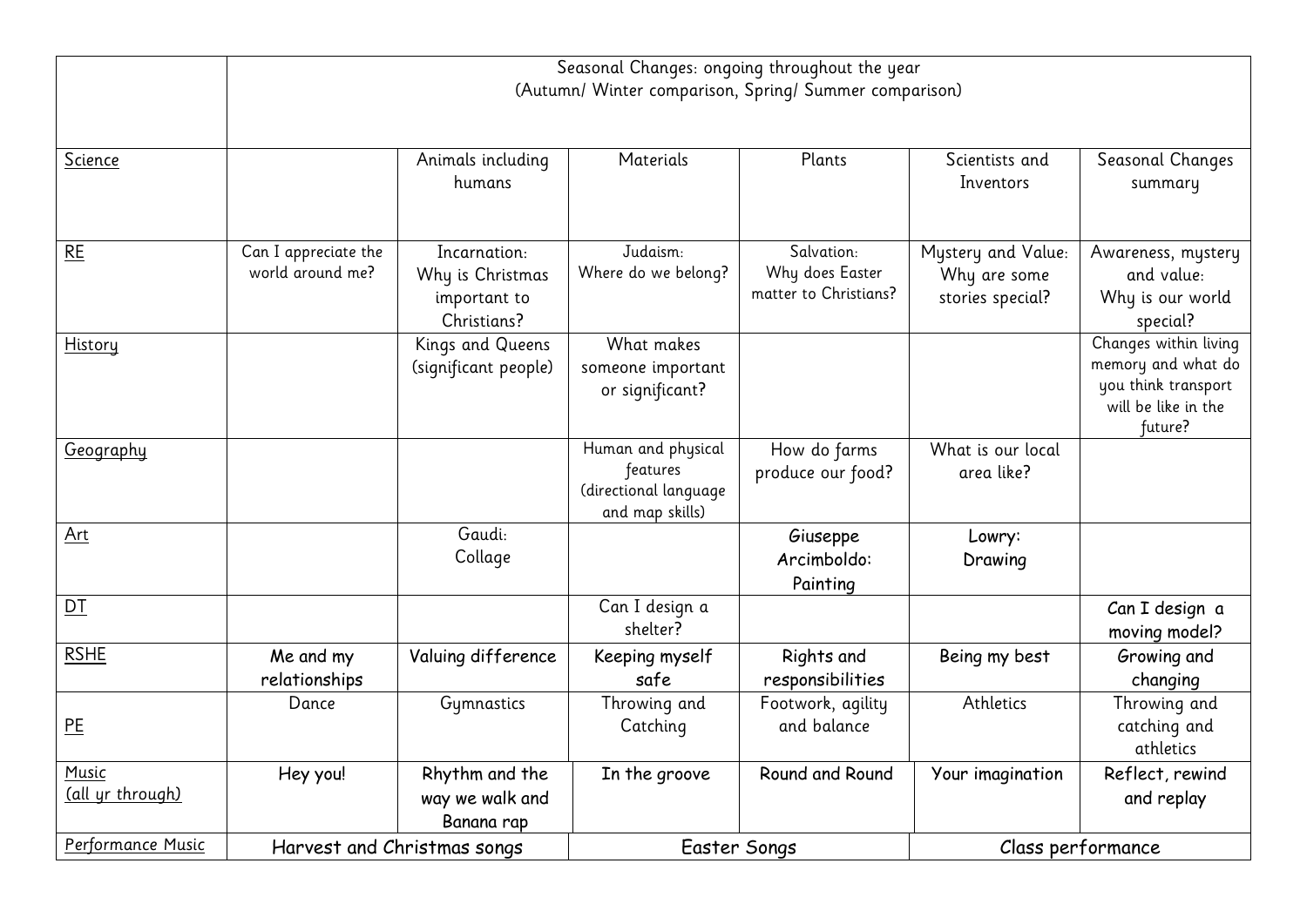| | Seasonal Changes: ongoing throughout the year (Autumn/ Winter comparison, Spring/ Summer comparison) | | | | | |
|---|---|---|---|---|---|---|
| Science | | Animals including humans | Materials | Plants | Scientists and Inventors | Seasonal Changes summary |
| RE | Can I appreciate the world around me? | Incarnation: Why is Christmas important to Christians? | Judaism: Where do we belong? | Salvation: Why does Easter matter to Christians? | Mystery and Value: Why are some stories special? | Awareness, mystery and value: Why is our world special? |
| History | | Kings and Queens (significant people) | What makes someone important or significant? | | | Changes within living memory and what do you think transport will be like in the future? |
| Geography | | | Human and physical features (directional language and map skills) | How do farms produce our food? | What is our local area like? | |
| Art | | Gaudi: Collage | | Giuseppe Arcimboldo: Painting | Lowry: Drawing | |
| DT | | | Can I design a shelter? | | | Can I design a moving model? |
| RSHE | Me and my relationships | Valuing difference | Keeping myself safe | Rights and responsibilities | Being my best | Growing and changing |
| PE | Dance | Gymnastics | Throwing and Catching | Footwork, agility and balance | Athletics | Throwing and catching and athletics |
| Music (all yr through) | Hey you! | Rhythm and the way we walk and Banana rap | In the groove | Round and Round | Your imagination | Reflect, rewind and replay |
| Performance Music | Harvest and Christmas songs | | Easter Songs | | Class performance | |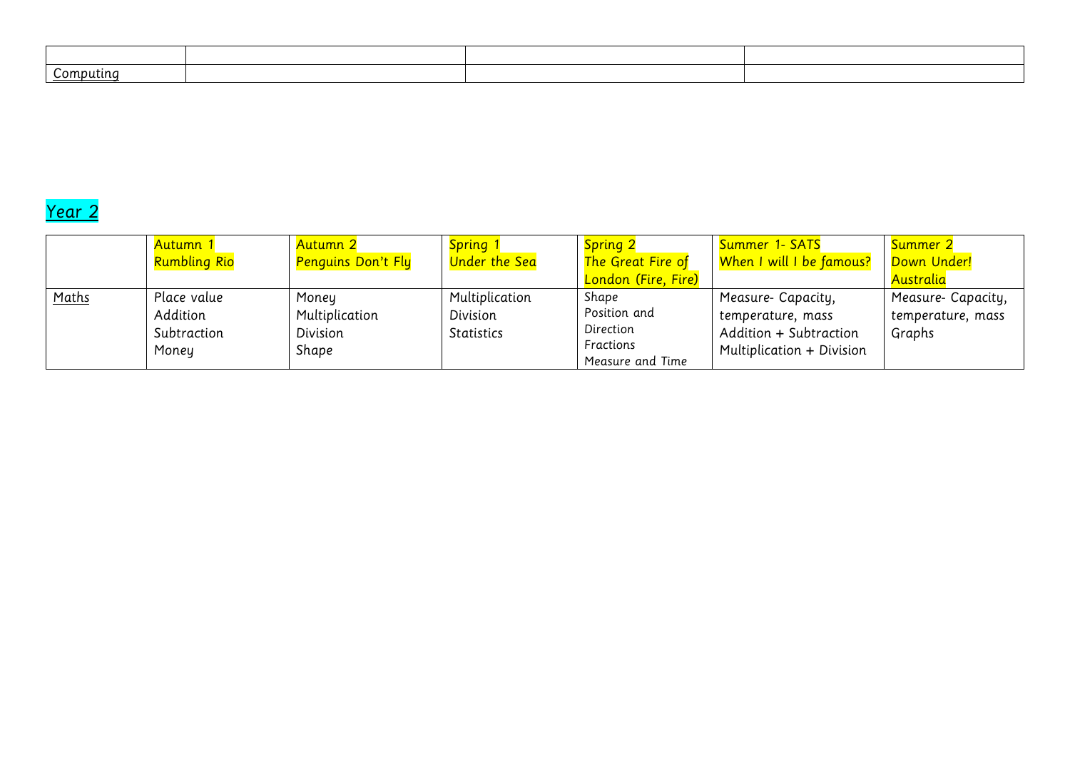| | | | |
|---|---|---|---|
| Computing | | | |

## Year 2

| | Autumn 1 Rumbling Rio | Autumn 2 Penguins Don't Fly | Spring 1 Under the Sea | Spring 2 The Great Fire of London (Fire, Fire) | Summer 1- SATS When I will I be famous? | Summer 2 Down Under! Australia |
|---|---|---|---|---|---|---|
| Maths | Place value<br>Addition<br>Subtraction<br>Money | Money<br>Multiplication<br>Division<br>Shape | Multiplication<br>Division<br>Statistics | Shape<br>Position and Direction<br>Fractions<br>Measure and Time | Measure- Capacity, temperature, mass<br>Addition + Subtraction<br>Multiplication + Division | Measure- Capacity, temperature, mass<br>Graphs |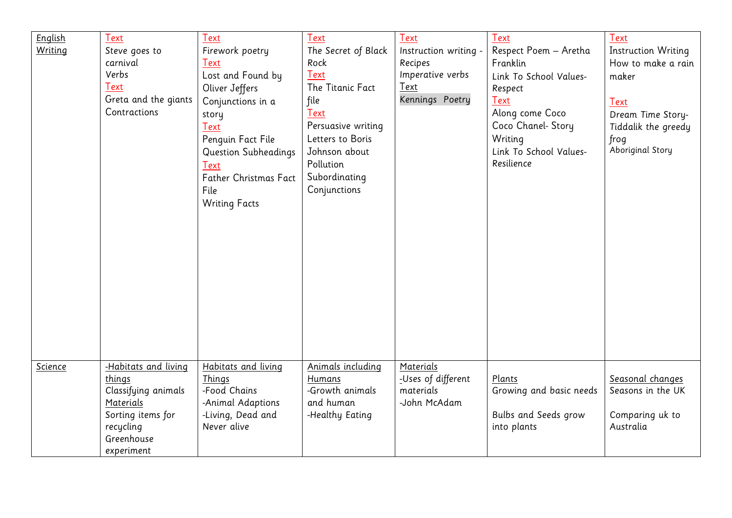| English Writing | Text<br>Steve goes to carnival<br>Verbs<br>Text<br>Greta and the giants<br>Contractions | Text<br>Firework poetry<br>Text<br>Lost and Found by Oliver Jeffers<br>Conjunctions in a story<br>Text<br>Penguin Fact File<br>Question Subheadings<br>Text<br>Father Christmas Fact File<br>Writing Facts | Text<br>The Secret of Black Rock<br>Text<br>The Titanic Fact file<br>Text<br>Persuasive writing<br>Letters to Boris Johnson about Pollution<br>Subordinating Conjunctions | Text<br>Instruction writing - Recipes<br>Imperative verbs<br>Text<br>Kennings Poetry | Text<br>Respect Poem – Aretha Franklin<br>Link To School Values- Respect<br>Text<br>Along come Coco<br>Coco Chanel- Story Writing<br>Link To School Values- Resilience | Text<br>Instruction Writing<br>How to make a rain maker<br><br>Text<br>Dream Time Story- Tiddalik the greedy frog<br>Aboriginal Story |
|---|---|---|---|---|---|---|
| Science | -Habitats and living things<br>Classifying animals<br>Materials<br>Sorting items for recycling<br>Greenhouse experiment | Habitats and living Things<br>-Food Chains<br>-Animal Adaptions<br>-Living, Dead and Never alive | Animals including Humans<br>-Growth animals and human<br>-Healthy Eating | Materials<br>-Uses of different materials<br>-John McAdam | Plants<br>Growing and basic needs<br><br>Bulbs and Seeds grow into plants | Seasonal changes<br>Seasons in the UK<br><br>Comparing uk to Australia |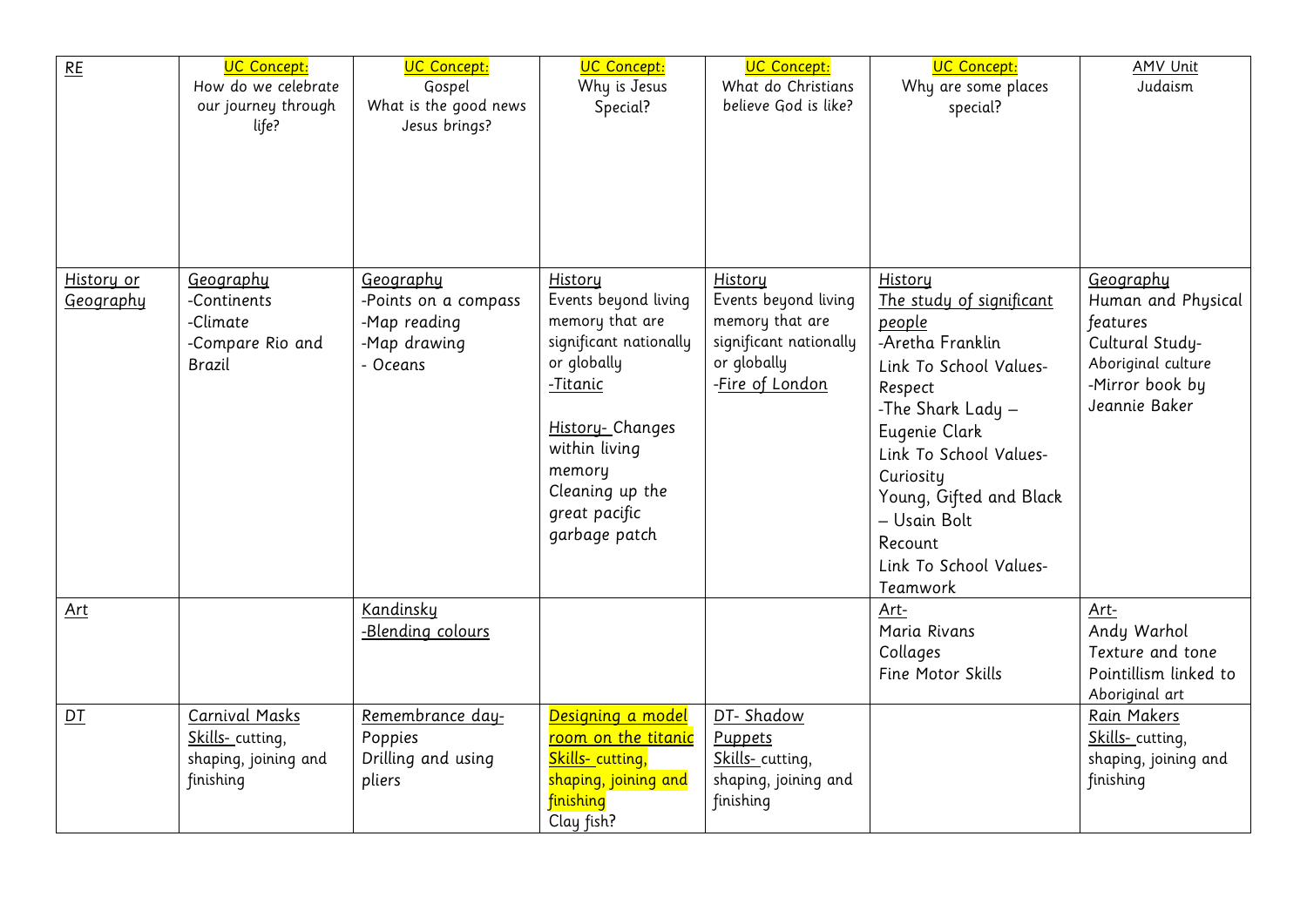| RE | UC Concept: How do we celebrate our journey through life? | UC Concept: Gospel What is the good news Jesus brings? | UC Concept: Why is Jesus Special? | UC Concept: What do Christians believe God is like? | UC Concept: Why are some places special? | AMV Unit Judaism |
|---|---|---|---|---|---|---|
| History or Geography | Geography -Continents -Climate -Compare Rio and Brazil | Geography -Points on a compass -Map reading -Map drawing - Oceans | History Events beyond living memory that are significant nationally or globally -Titanic<br><br>History- Changes within living memory Cleaning up the great pacific garbage patch | History Events beyond living memory that are significant nationally or globally -Fire of London | History The study of significant people -Aretha Franklin Link To School Values- Respect -The Shark Lady – Eugenie Clark Link To School Values- Curiosity Young, Gifted and Black – Usain Bolt Recount Link To School Values- Teamwork | Geography Human and Physical features Cultural Study- Aboriginal culture -Mirror book by Jeannie Baker |
| Art | | Kandinsky -Blending colours | | | Art- Maria Rivans Collages Fine Motor Skills | Art- Andy Warhol Texture and tone Pointillism linked to Aboriginal art |
| DT | Carnival Masks Skills- cutting, shaping, joining and finishing | Remembrance day- Poppies Drilling and using pliers | Designing a model room on the titanic Skills- cutting, shaping, joining and finishing Clay fish? | DT- Shadow Puppets Skills- cutting, shaping, joining and finishing | | Rain Makers Skills- cutting, shaping, joining and finishing |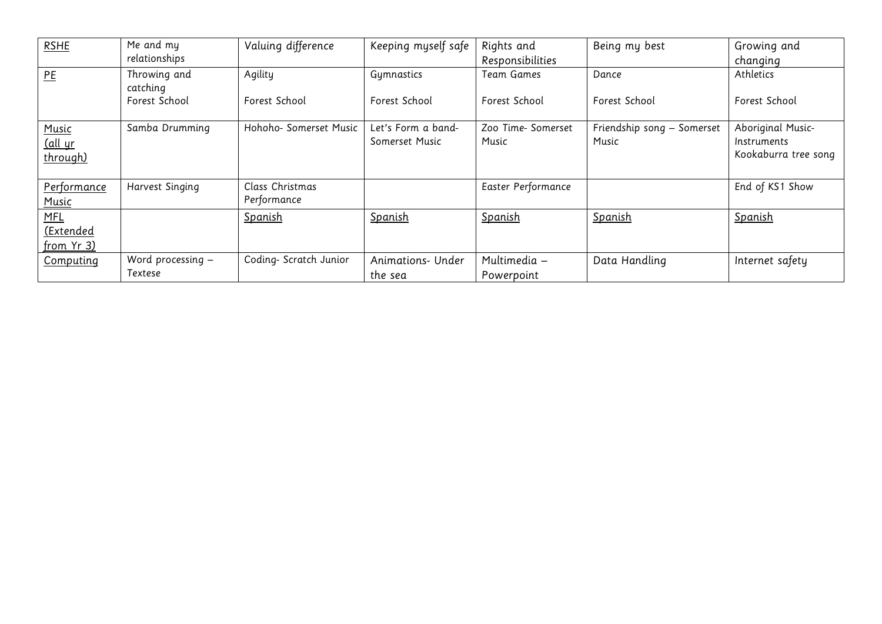| | | | | | | |
|---|---|---|---|---|---|---|
| RSHE | Me and my relationships | Valuing difference | Keeping myself safe | Rights and Responsibilities | Being my best | Growing and changing |
| PE | Throwing and catching<br>Forest School | Agility<br><br>Forest School | Gymnastics<br><br>Forest School | Team Games<br><br>Forest School | Dance<br><br>Forest School | Athletics<br><br>Forest School |
| Music (all yr through) | Samba Drumming | Hohoho- Somerset Music | Let's Form a band- Somerset Music | Zoo Time- Somerset Music | Friendship song – Somerset Music | Aboriginal Music- Instruments Kookaburra tree song |
| Performance Music | Harvest Singing | Class Christmas Performance | | Easter Performance | | End of KS1 Show |
| MFL (Extended from Yr 3) | | Spanish | Spanish | Spanish | Spanish | Spanish |
| Computing | Word processing – Textese | Coding- Scratch Junior | Animations- Under the sea | Multimedia – Powerpoint | Data Handling | Internet safety |